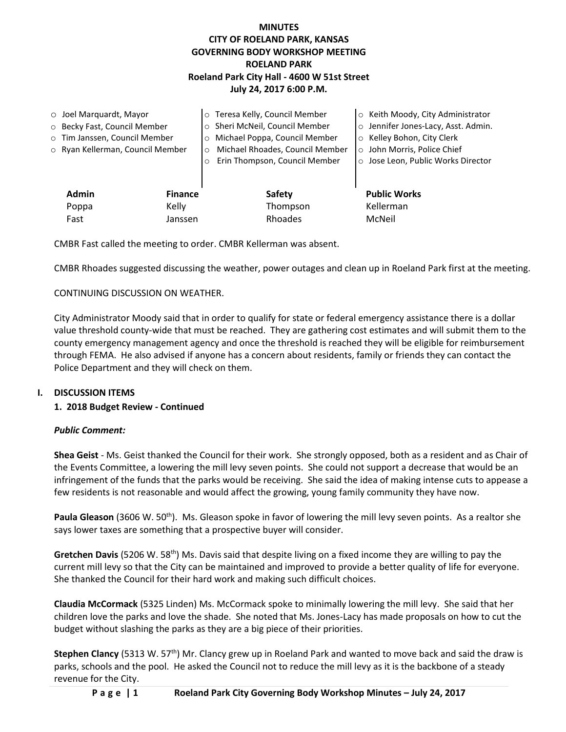**MINUTES**
**CITY OF ROELAND PARK, KANSAS**
**GOVERNING BODY WORKSHOP MEETING**
**ROELAND PARK**
**Roeland Park City Hall - 4600 W 51st Street**
**July 24, 2017 6:00 P.M.**

- Joel Marquardt, Mayor
- Becky Fast, Council Member
- Tim Janssen, Council Member
- Ryan Kellerman, Council Member
- Teresa Kelly, Council Member
- Sheri McNeil, Council Member
- Michael Poppa, Council Member
- Michael Rhoades, Council Member
- Erin Thompson, Council Member
- Keith Moody, City Administrator
- Jennifer Jones-Lacy, Asst. Admin.
- Kelley Bohon, City Clerk
- John Morris, Police Chief
- Jose Leon, Public Works Director

| Admin | Finance | Safety | Public Works |
|---|---|---|---|
| Poppa | Kelly | Thompson | Kellerman |
| Fast | Janssen | Rhoades | McNeil |

CMBR Fast called the meeting to order. CMBR Kellerman was absent.

CMBR Rhoades suggested discussing the weather, power outages and clean up in Roeland Park first at the meeting.

CONTINUING DISCUSSION ON WEATHER.

City Administrator Moody said that in order to qualify for state or federal emergency assistance there is a dollar value threshold county-wide that must be reached. They are gathering cost estimates and will submit them to the county emergency management agency and once the threshold is reached they will be eligible for reimbursement through FEMA. He also advised if anyone has a concern about residents, family or friends they can contact the Police Department and they will check on them.

## I. DISCUSSION ITEMS

### 1. 2018 Budget Review - Continued

***Public Comment:***

**Shea Geist** - Ms. Geist thanked the Council for their work. She strongly opposed, both as a resident and as Chair of the Events Committee, a lowering the mill levy seven points. She could not support a decrease that would be an infringement of the funds that the parks would be receiving. She said the idea of making intense cuts to appease a few residents is not reasonable and would affect the growing, young family community they have now.

**Paula Gleason** (3606 W. 50th). Ms. Gleason spoke in favor of lowering the mill levy seven points. As a realtor she says lower taxes are something that a prospective buyer will consider.

**Gretchen Davis** (5206 W. 58th) Ms. Davis said that despite living on a fixed income they are willing to pay the current mill levy so that the City can be maintained and improved to provide a better quality of life for everyone. She thanked the Council for their hard work and making such difficult choices.

**Claudia McCormack** (5325 Linden) Ms. McCormack spoke to minimally lowering the mill levy. She said that her children love the parks and love the shade. She noted that Ms. Jones-Lacy has made proposals on how to cut the budget without slashing the parks as they are a big piece of their priorities.

**Stephen Clancy** (5313 W. 57th) Mr. Clancy grew up in Roeland Park and wanted to move back and said the draw is parks, schools and the pool. He asked the Council not to reduce the mill levy as it is the backbone of a steady revenue for the City.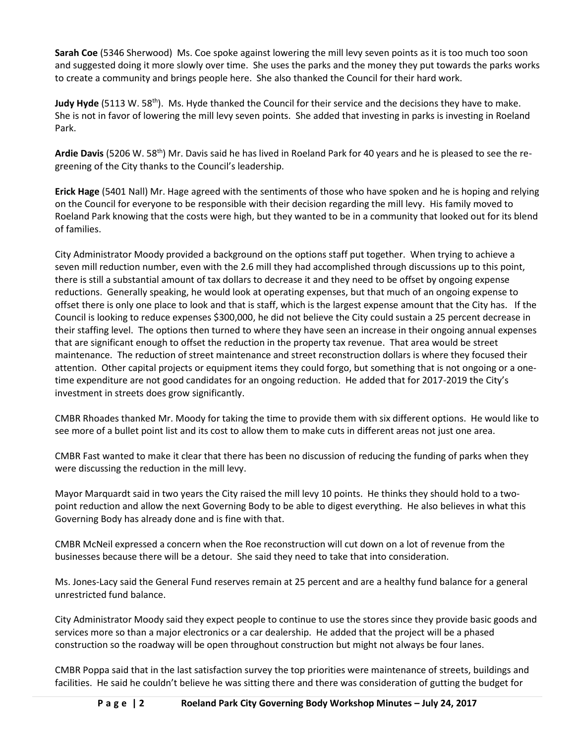**Sarah Coe** (5346 Sherwood) Ms. Coe spoke against lowering the mill levy seven points as it is too much too soon and suggested doing it more slowly over time. She uses the parks and the money they put towards the parks works to create a community and brings people here. She also thanked the Council for their hard work.

**Judy Hyde** (5113 W. 58th). Ms. Hyde thanked the Council for their service and the decisions they have to make. She is not in favor of lowering the mill levy seven points. She added that investing in parks is investing in Roeland Park.

**Ardie Davis** (5206 W. 58th) Mr. Davis said he has lived in Roeland Park for 40 years and he is pleased to see the re-greening of the City thanks to the Council's leadership.

**Erick Hage** (5401 Nall) Mr. Hage agreed with the sentiments of those who have spoken and he is hoping and relying on the Council for everyone to be responsible with their decision regarding the mill levy. His family moved to Roeland Park knowing that the costs were high, but they wanted to be in a community that looked out for its blend of families.

City Administrator Moody provided a background on the options staff put together. When trying to achieve a seven mill reduction number, even with the 2.6 mill they had accomplished through discussions up to this point, there is still a substantial amount of tax dollars to decrease it and they need to be offset by ongoing expense reductions. Generally speaking, he would look at operating expenses, but that much of an ongoing expense to offset there is only one place to look and that is staff, which is the largest expense amount that the City has. If the Council is looking to reduce expenses $300,000, he did not believe the City could sustain a 25 percent decrease in their staffing level. The options then turned to where they have seen an increase in their ongoing annual expenses that are significant enough to offset the reduction in the property tax revenue. That area would be street maintenance. The reduction of street maintenance and street reconstruction dollars is where they focused their attention. Other capital projects or equipment items they could forgo, but something that is not ongoing or a one-time expenditure are not good candidates for an ongoing reduction. He added that for 2017-2019 the City's investment in streets does grow significantly.

CMBR Rhoades thanked Mr. Moody for taking the time to provide them with six different options. He would like to see more of a bullet point list and its cost to allow them to make cuts in different areas not just one area.

CMBR Fast wanted to make it clear that there has been no discussion of reducing the funding of parks when they were discussing the reduction in the mill levy.

Mayor Marquardt said in two years the City raised the mill levy 10 points. He thinks they should hold to a two-point reduction and allow the next Governing Body to be able to digest everything. He also believes in what this Governing Body has already done and is fine with that.

CMBR McNeil expressed a concern when the Roe reconstruction will cut down on a lot of revenue from the businesses because there will be a detour. She said they need to take that into consideration.

Ms. Jones-Lacy said the General Fund reserves remain at 25 percent and are a healthy fund balance for a general unrestricted fund balance.

City Administrator Moody said they expect people to continue to use the stores since they provide basic goods and services more so than a major electronics or a car dealership. He added that the project will be a phased construction so the roadway will be open throughout construction but might not always be four lanes.

CMBR Poppa said that in the last satisfaction survey the top priorities were maintenance of streets, buildings and facilities. He said he couldn't believe he was sitting there and there was consideration of gutting the budget for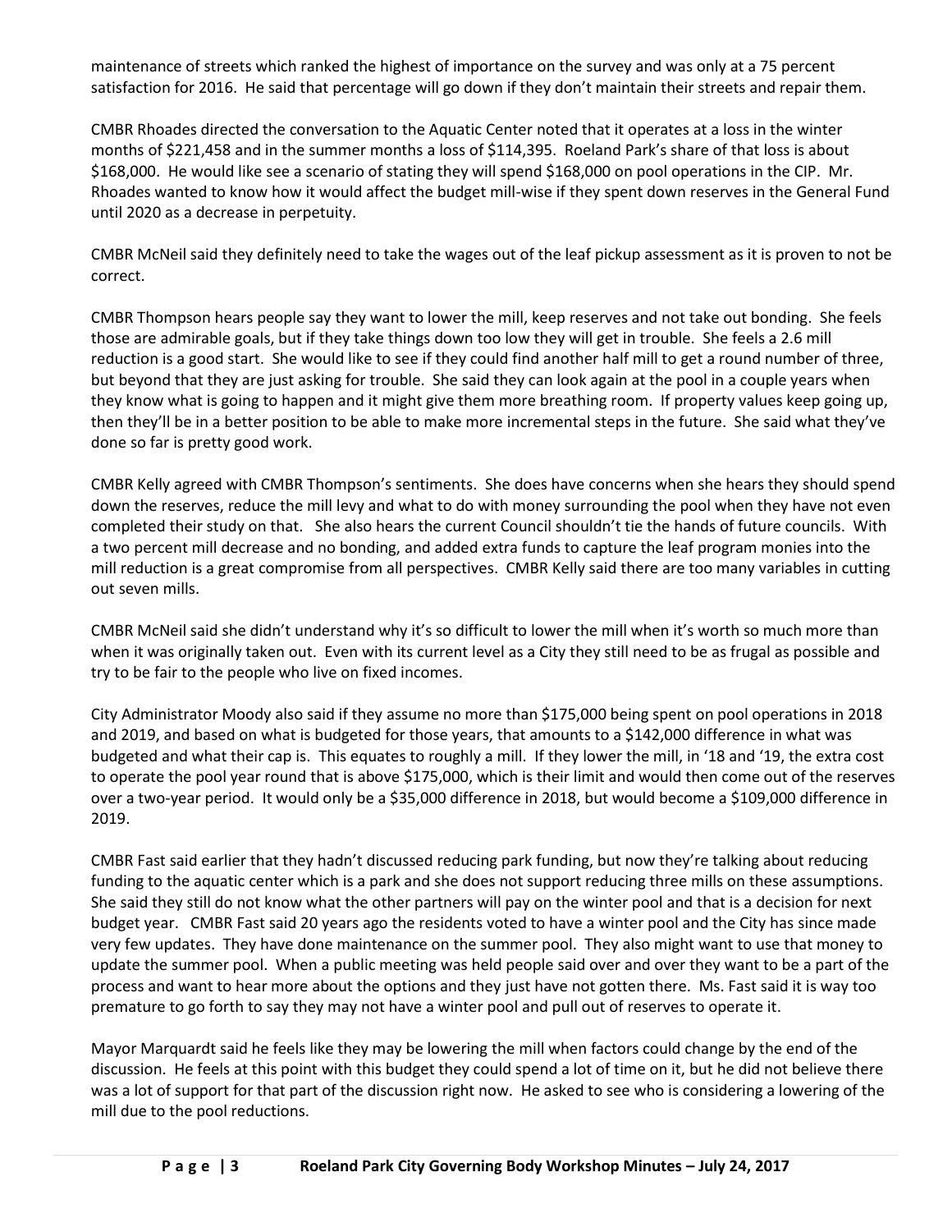maintenance of streets which ranked the highest of importance on the survey and was only at a 75 percent satisfaction for 2016. He said that percentage will go down if they don't maintain their streets and repair them.

CMBR Rhoades directed the conversation to the Aquatic Center noted that it operates at a loss in the winter months of $221,458 and in the summer months a loss of $114,395. Roeland Park's share of that loss is about $168,000. He would like see a scenario of stating they will spend $168,000 on pool operations in the CIP. Mr. Rhoades wanted to know how it would affect the budget mill-wise if they spent down reserves in the General Fund until 2020 as a decrease in perpetuity.

CMBR McNeil said they definitely need to take the wages out of the leaf pickup assessment as it is proven to not be correct.

CMBR Thompson hears people say they want to lower the mill, keep reserves and not take out bonding. She feels those are admirable goals, but if they take things down too low they will get in trouble. She feels a 2.6 mill reduction is a good start. She would like to see if they could find another half mill to get a round number of three, but beyond that they are just asking for trouble. She said they can look again at the pool in a couple years when they know what is going to happen and it might give them more breathing room. If property values keep going up, then they'll be in a better position to be able to make more incremental steps in the future. She said what they've done so far is pretty good work.

CMBR Kelly agreed with CMBR Thompson's sentiments. She does have concerns when she hears they should spend down the reserves, reduce the mill levy and what to do with money surrounding the pool when they have not even completed their study on that. She also hears the current Council shouldn't tie the hands of future councils. With a two percent mill decrease and no bonding, and added extra funds to capture the leaf program monies into the mill reduction is a great compromise from all perspectives. CMBR Kelly said there are too many variables in cutting out seven mills.

CMBR McNeil said she didn't understand why it's so difficult to lower the mill when it's worth so much more than when it was originally taken out. Even with its current level as a City they still need to be as frugal as possible and try to be fair to the people who live on fixed incomes.

City Administrator Moody also said if they assume no more than $175,000 being spent on pool operations in 2018 and 2019, and based on what is budgeted for those years, that amounts to a $142,000 difference in what was budgeted and what their cap is. This equates to roughly a mill. If they lower the mill, in '18 and '19, the extra cost to operate the pool year round that is above $175,000, which is their limit and would then come out of the reserves over a two-year period. It would only be a $35,000 difference in 2018, but would become a $109,000 difference in 2019.

CMBR Fast said earlier that they hadn't discussed reducing park funding, but now they're talking about reducing funding to the aquatic center which is a park and she does not support reducing three mills on these assumptions. She said they still do not know what the other partners will pay on the winter pool and that is a decision for next budget year. CMBR Fast said 20 years ago the residents voted to have a winter pool and the City has since made very few updates. They have done maintenance on the summer pool. They also might want to use that money to update the summer pool. When a public meeting was held people said over and over they want to be a part of the process and want to hear more about the options and they just have not gotten there. Ms. Fast said it is way too premature to go forth to say they may not have a winter pool and pull out of reserves to operate it.

Mayor Marquardt said he feels like they may be lowering the mill when factors could change by the end of the discussion. He feels at this point with this budget they could spend a lot of time on it, but he did not believe there was a lot of support for that part of the discussion right now. He asked to see who is considering a lowering of the mill due to the pool reductions.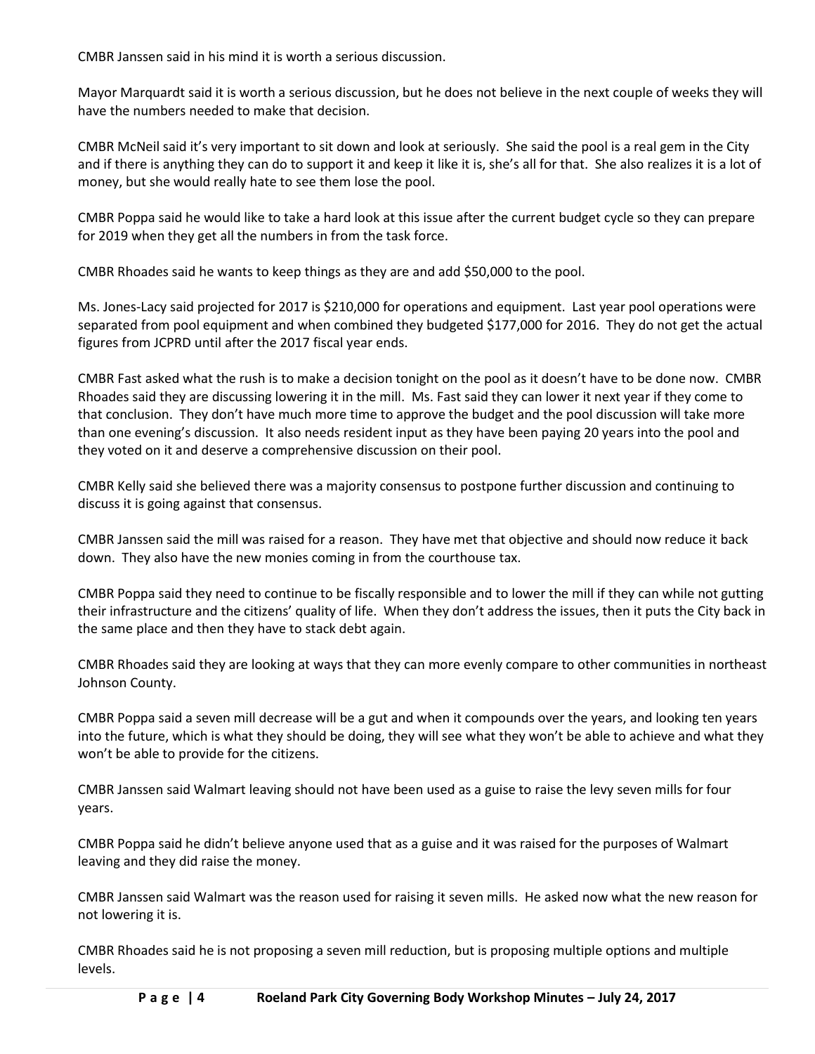CMBR Janssen said in his mind it is worth a serious discussion.

Mayor Marquardt said it is worth a serious discussion, but he does not believe in the next couple of weeks they will have the numbers needed to make that decision.

CMBR McNeil said it's very important to sit down and look at seriously. She said the pool is a real gem in the City and if there is anything they can do to support it and keep it like it is, she's all for that. She also realizes it is a lot of money, but she would really hate to see them lose the pool.

CMBR Poppa said he would like to take a hard look at this issue after the current budget cycle so they can prepare for 2019 when they get all the numbers in from the task force.

CMBR Rhoades said he wants to keep things as they are and add $50,000 to the pool.

Ms. Jones-Lacy said projected for 2017 is $210,000 for operations and equipment. Last year pool operations were separated from pool equipment and when combined they budgeted $177,000 for 2016. They do not get the actual figures from JCPRD until after the 2017 fiscal year ends.

CMBR Fast asked what the rush is to make a decision tonight on the pool as it doesn't have to be done now. CMBR Rhoades said they are discussing lowering it in the mill. Ms. Fast said they can lower it next year if they come to that conclusion. They don't have much more time to approve the budget and the pool discussion will take more than one evening's discussion. It also needs resident input as they have been paying 20 years into the pool and they voted on it and deserve a comprehensive discussion on their pool.

CMBR Kelly said she believed there was a majority consensus to postpone further discussion and continuing to discuss it is going against that consensus.

CMBR Janssen said the mill was raised for a reason. They have met that objective and should now reduce it back down. They also have the new monies coming in from the courthouse tax.

CMBR Poppa said they need to continue to be fiscally responsible and to lower the mill if they can while not gutting their infrastructure and the citizens' quality of life. When they don't address the issues, then it puts the City back in the same place and then they have to stack debt again.

CMBR Rhoades said they are looking at ways that they can more evenly compare to other communities in northeast Johnson County.

CMBR Poppa said a seven mill decrease will be a gut and when it compounds over the years, and looking ten years into the future, which is what they should be doing, they will see what they won't be able to achieve and what they won't be able to provide for the citizens.

CMBR Janssen said Walmart leaving should not have been used as a guise to raise the levy seven mills for four years.

CMBR Poppa said he didn't believe anyone used that as a guise and it was raised for the purposes of Walmart leaving and they did raise the money.

CMBR Janssen said Walmart was the reason used for raising it seven mills. He asked now what the new reason for not lowering it is.

CMBR Rhoades said he is not proposing a seven mill reduction, but is proposing multiple options and multiple levels.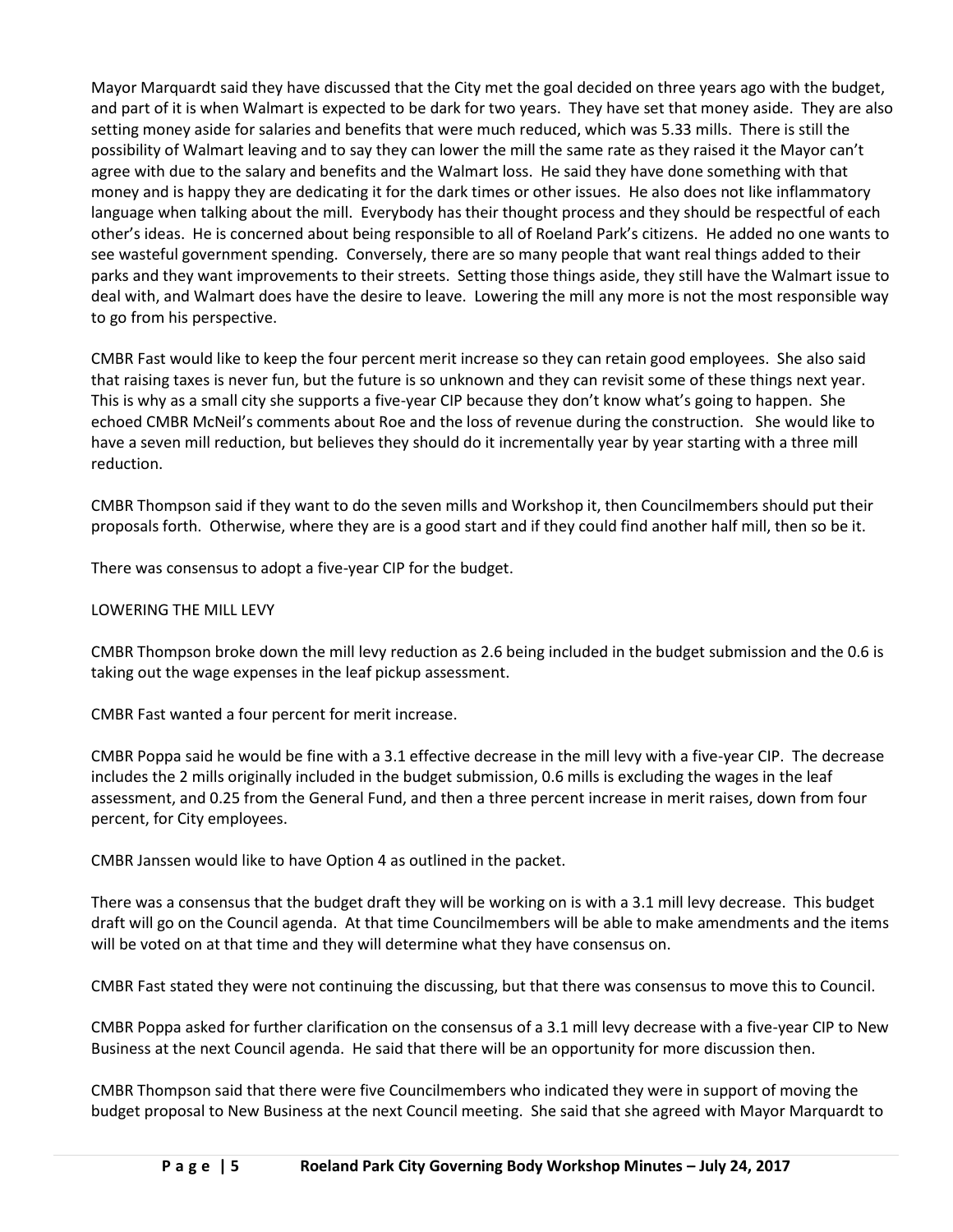Mayor Marquardt said they have discussed that the City met the goal decided on three years ago with the budget, and part of it is when Walmart is expected to be dark for two years. They have set that money aside. They are also setting money aside for salaries and benefits that were much reduced, which was 5.33 mills. There is still the possibility of Walmart leaving and to say they can lower the mill the same rate as they raised it the Mayor can't agree with due to the salary and benefits and the Walmart loss. He said they have done something with that money and is happy they are dedicating it for the dark times or other issues. He also does not like inflammatory language when talking about the mill. Everybody has their thought process and they should be respectful of each other's ideas. He is concerned about being responsible to all of Roeland Park's citizens. He added no one wants to see wasteful government spending. Conversely, there are so many people that want real things added to their parks and they want improvements to their streets. Setting those things aside, they still have the Walmart issue to deal with, and Walmart does have the desire to leave. Lowering the mill any more is not the most responsible way to go from his perspective.

CMBR Fast would like to keep the four percent merit increase so they can retain good employees. She also said that raising taxes is never fun, but the future is so unknown and they can revisit some of these things next year. This is why as a small city she supports a five-year CIP because they don't know what's going to happen. She echoed CMBR McNeil's comments about Roe and the loss of revenue during the construction. She would like to have a seven mill reduction, but believes they should do it incrementally year by year starting with a three mill reduction.

CMBR Thompson said if they want to do the seven mills and Workshop it, then Councilmembers should put their proposals forth. Otherwise, where they are is a good start and if they could find another half mill, then so be it.

There was consensus to adopt a five-year CIP for the budget.

LOWERING THE MILL LEVY

CMBR Thompson broke down the mill levy reduction as 2.6 being included in the budget submission and the 0.6 is taking out the wage expenses in the leaf pickup assessment.

CMBR Fast wanted a four percent for merit increase.

CMBR Poppa said he would be fine with a 3.1 effective decrease in the mill levy with a five-year CIP. The decrease includes the 2 mills originally included in the budget submission, 0.6 mills is excluding the wages in the leaf assessment, and 0.25 from the General Fund, and then a three percent increase in merit raises, down from four percent, for City employees.

CMBR Janssen would like to have Option 4 as outlined in the packet.

There was a consensus that the budget draft they will be working on is with a 3.1 mill levy decrease. This budget draft will go on the Council agenda. At that time Councilmembers will be able to make amendments and the items will be voted on at that time and they will determine what they have consensus on.

CMBR Fast stated they were not continuing the discussing, but that there was consensus to move this to Council.

CMBR Poppa asked for further clarification on the consensus of a 3.1 mill levy decrease with a five-year CIP to New Business at the next Council agenda. He said that there will be an opportunity for more discussion then.

CMBR Thompson said that there were five Councilmembers who indicated they were in support of moving the budget proposal to New Business at the next Council meeting. She said that she agreed with Mayor Marquardt to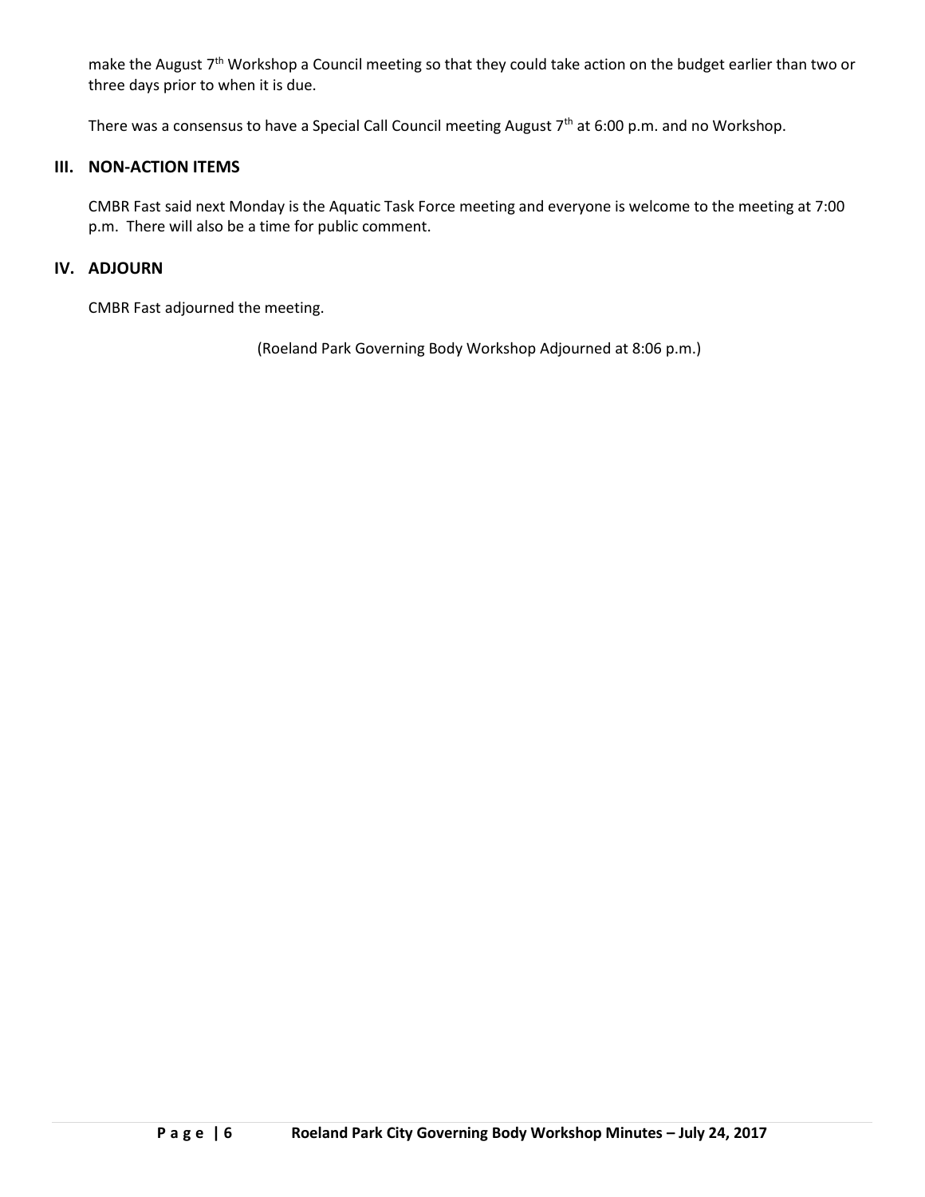make the August 7th Workshop a Council meeting so that they could take action on the budget earlier than two or three days prior to when it is due.

There was a consensus to have a Special Call Council meeting August 7th at 6:00 p.m. and no Workshop.

## III. NON-ACTION ITEMS

CMBR Fast said next Monday is the Aquatic Task Force meeting and everyone is welcome to the meeting at 7:00 p.m. There will also be a time for public comment.

## IV. ADJOURN

CMBR Fast adjourned the meeting.

(Roeland Park Governing Body Workshop Adjourned at 8:06 p.m.)